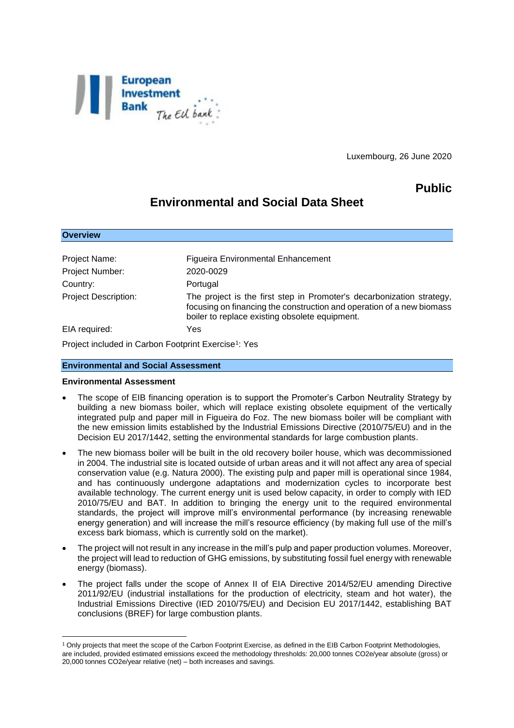European Investment Bank *The EU bank*

Luxembourg, 26 June 2020

**Public**

# Environmental and Social Data Sheet

## Overview

| | |
|---|---|
| Project Name: | Figueira Environmental Enhancement |
| Project Number: | 2020-0029 |
| Country: | Portugal |
| Project Description: | The project is the first step in Promoter's decarbonization strategy, focusing on financing the construction and operation of a new biomass boiler to replace existing obsolete equipment. |
| EIA required: | Yes |

Project included in Carbon Footprint Exercise[1]: Yes

## Environmental and Social Assessment

### Environmental Assessment

- The scope of EIB financing operation is to support the Promoter's Carbon Neutrality Strategy by building a new biomass boiler, which will replace existing obsolete equipment of the vertically integrated pulp and paper mill in Figueira do Foz. The new biomass boiler will be compliant with the new emission limits established by the Industrial Emissions Directive (2010/75/EU) and in the Decision EU 2017/1442, setting the environmental standards for large combustion plants.
- The new biomass boiler will be built in the old recovery boiler house, which was decommissioned in 2004. The industrial site is located outside of urban areas and it will not affect any area of special conservation value (e.g. Natura 2000). The existing pulp and paper mill is operational since 1984, and has continuously undergone adaptations and modernization cycles to incorporate best available technology. The current energy unit is used below capacity, in order to comply with IED 2010/75/EU and BAT. In addition to bringing the energy unit to the required environmental standards, the project will improve mill's environmental performance (by increasing renewable energy generation) and will increase the mill's resource efficiency (by making full use of the mill's excess bark biomass, which is currently sold on the market).
- The project will not result in any increase in the mill's pulp and paper production volumes. Moreover, the project will lead to reduction of GHG emissions, by substituting fossil fuel energy with renewable energy (biomass).
- The project falls under the scope of Annex II of EIA Directive 2014/52/EU amending Directive 2011/92/EU (industrial installations for the production of electricity, steam and hot water), the Industrial Emissions Directive (IED 2010/75/EU) and Decision EU 2017/1442, establishing BAT conclusions (BREF) for large combustion plants.

[1] Only projects that meet the scope of the Carbon Footprint Exercise, as defined in the EIB Carbon Footprint Methodologies, are included, provided estimated emissions exceed the methodology thresholds: 20,000 tonnes CO2e/year absolute (gross) or 20,000 tonnes CO2e/year relative (net) – both increases and savings.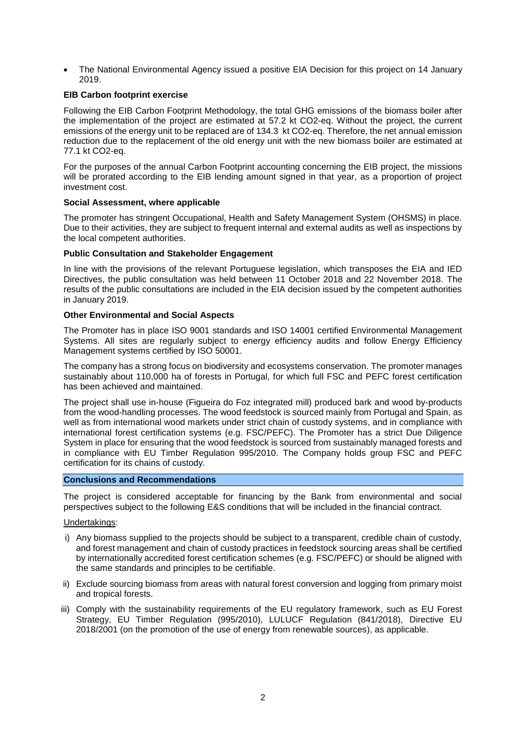- The National Environmental Agency issued a positive EIA Decision for this project on 14 January 2019.

**EIB Carbon footprint exercise**

Following the EIB Carbon Footprint Methodology, the total GHG emissions of the biomass boiler after the implementation of the project are estimated at 57.2 kt $CO_2$-eq. Without the project, the current emissions of the energy unit to be replaced are of 134.3 kt $CO_2$-eq. Therefore, the net annual emission reduction due to the replacement of the old energy unit with the new biomass boiler are estimated at 77.1 kt $CO_2$-eq.

For the purposes of the annual Carbon Footprint accounting concerning the EIB project, the missions will be prorated according to the EIB lending amount signed in that year, as a proportion of project investment cost.

**Social Assessment, where applicable**

The promoter has stringent Occupational, Health and Safety Management System (OHSMS) in place. Due to their activities, they are subject to frequent internal and external audits as well as inspections by the local competent authorities.

**Public Consultation and Stakeholder Engagement**

In line with the provisions of the relevant Portuguese legislation, which transposes the EIA and IED Directives, the public consultation was held between 11 October 2018 and 22 November 2018. The results of the public consultations are included in the EIA decision issued by the competent authorities in January 2019.

**Other Environmental and Social Aspects**

The Promoter has in place ISO 9001 standards and ISO 14001 certified Environmental Management Systems. All sites are regularly subject to energy efficiency audits and follow Energy Efficiency Management systems certified by ISO 50001.

The company has a strong focus on biodiversity and ecosystems conservation. The promoter manages sustainably about 110,000 ha of forests in Portugal, for which full FSC and PEFC forest certification has been achieved and maintained.

The project shall use in-house (Figueira do Foz integrated mill) produced bark and wood by-products from the wood-handling processes. The wood feedstock is sourced mainly from Portugal and Spain, as well as from international wood markets under strict chain of custody systems, and in compliance with international forest certification schemes (e.g. FSC/PEFC). The Promoter has a strict Due Diligence System in place for ensuring that the wood feedstock is sourced from sustainably managed forests and in compliance with EU Timber Regulation 995/2010. The Company holds group FSC and PEFC certification for its chains of custody.

## Conclusions and Recommendations

The project is considered acceptable for financing by the Bank from environmental and social perspectives subject to the following E&S conditions that will be included in the financial contract.

Undertakings:

i) Any biomass supplied to the projects should be subject to a transparent, credible chain of custody, and forest management and chain of custody practices in feedstock sourcing areas shall be certified by internationally accredited forest certification systems (e.g. FSC/PEFC) or should be aligned with the same standards and principles to be certifiable.

ii) Exclude sourcing biomass from areas with natural forest conversion and logging from primary moist and tropical forests.

iii) Comply with the sustainability requirements of the EU regulatory framework, such as EU Forest Strategy, EU Timber Regulation (995/2010), LULUCF Regulation (841/2018), Directive EU 2018/2001 (on the promotion of the use of energy from renewable sources), as applicable.